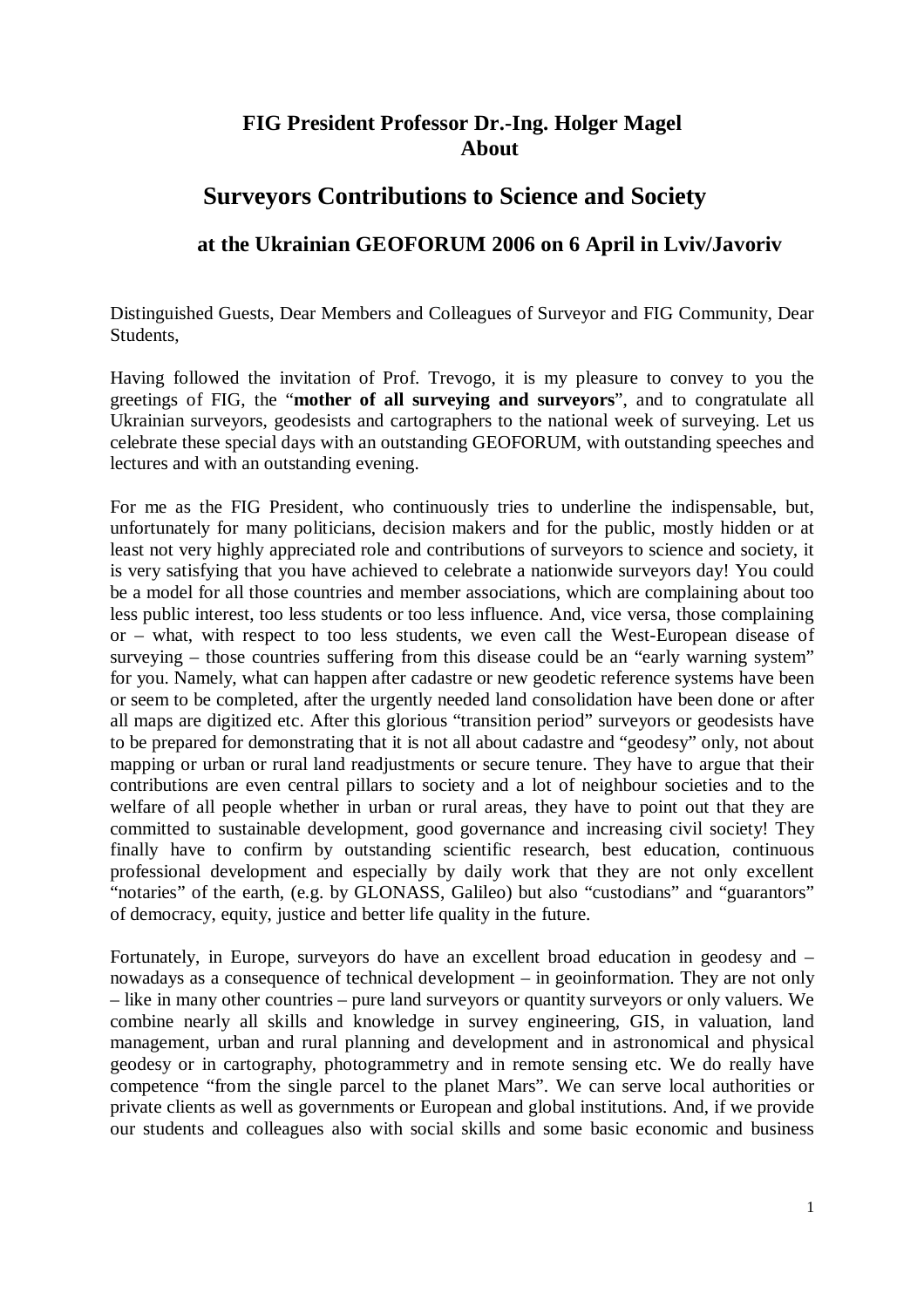**FIG President Professor Dr.-Ing. Holger Magel**
**About**

# Surveyors Contributions to Science and Society

## at the Ukrainian GEOFORUM 2006 on 6 April in Lviv/Javoriv

Distinguished Guests, Dear Members and Colleagues of Surveyor and FIG Community, Dear Students,

Having followed the invitation of Prof. Trevogo, it is my pleasure to convey to you the greetings of FIG, the "**mother of all surveying and surveyors**", and to congratulate all Ukrainian surveyors, geodesists and cartographers to the national week of surveying. Let us celebrate these special days with an outstanding GEOFORUM, with outstanding speeches and lectures and with an outstanding evening.

For me as the FIG President, who continuously tries to underline the indispensable, but, unfortunately for many politicians, decision makers and for the public, mostly hidden or at least not very highly appreciated role and contributions of surveyors to science and society, it is very satisfying that you have achieved to celebrate a nationwide surveyors day! You could be a model for all those countries and member associations, which are complaining about too less public interest, too less students or too less influence. And, vice versa, those complaining or – what, with respect to too less students, we even call the West-European disease of surveying – those countries suffering from this disease could be an "early warning system" for you. Namely, what can happen after cadastre or new geodetic reference systems have been or seem to be completed, after the urgently needed land consolidation have been done or after all maps are digitized etc. After this glorious "transition period" surveyors or geodesists have to be prepared for demonstrating that it is not all about cadastre and "geodesy" only, not about mapping or urban or rural land readjustments or secure tenure. They have to argue that their contributions are even central pillars to society and a lot of neighbour societies and to the welfare of all people whether in urban or rural areas, they have to point out that they are committed to sustainable development, good governance and increasing civil society! They finally have to confirm by outstanding scientific research, best education, continuous professional development and especially by daily work that they are not only excellent "notaries" of the earth, (e.g. by GLONASS, Galileo) but also "custodians" and "guarantors" of democracy, equity, justice and better life quality in the future.

Fortunately, in Europe, surveyors do have an excellent broad education in geodesy and – nowadays as a consequence of technical development – in geoinformation. They are not only – like in many other countries – pure land surveyors or quantity surveyors or only valuers. We combine nearly all skills and knowledge in survey engineering, GIS, in valuation, land management, urban and rural planning and development and in astronomical and physical geodesy or in cartography, photogrammetry and in remote sensing etc. We do really have competence "from the single parcel to the planet Mars". We can serve local authorities or private clients as well as governments or European and global institutions. And, if we provide our students and colleagues also with social skills and some basic economic and business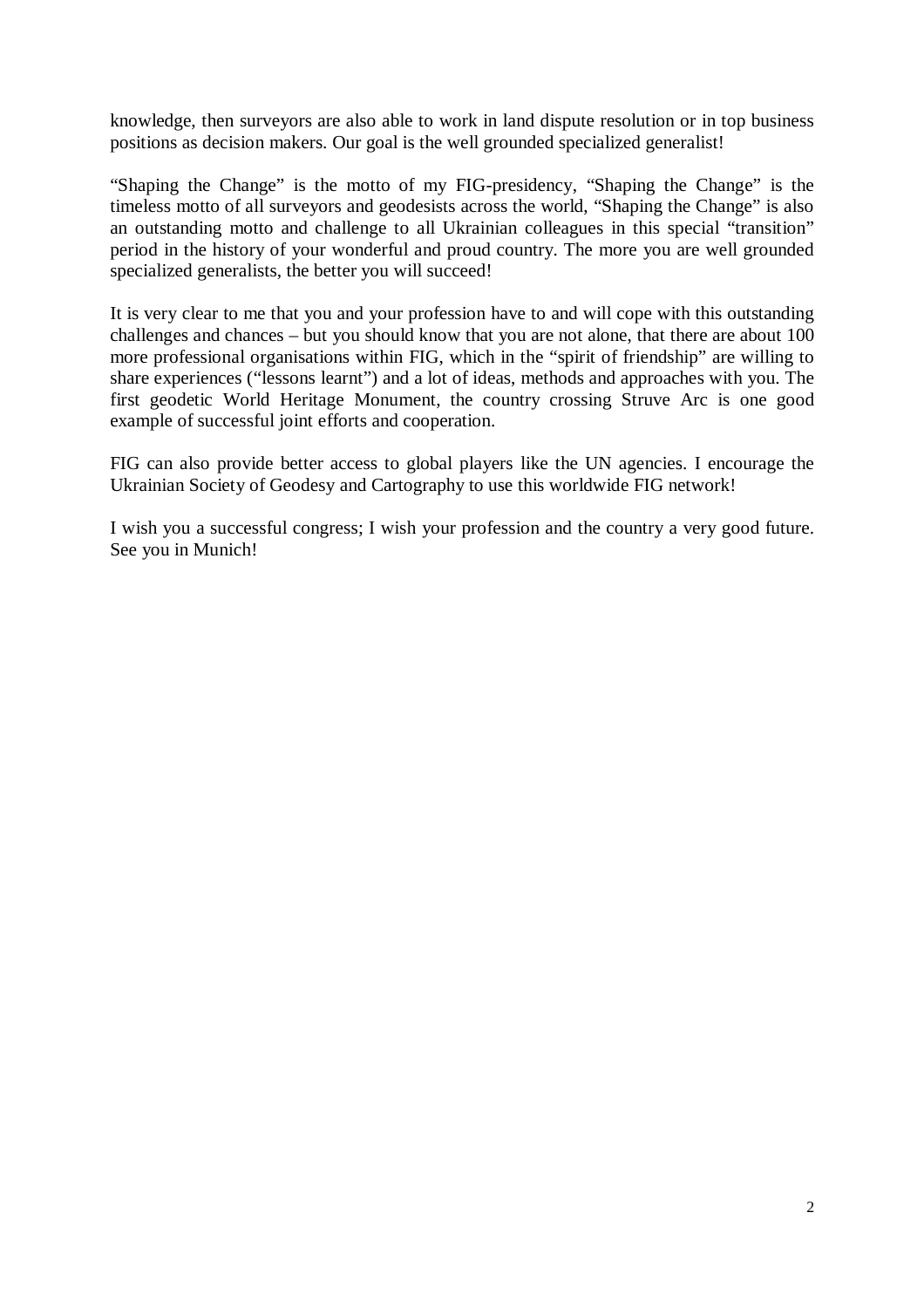knowledge, then surveyors are also able to work in land dispute resolution or in top business positions as decision makers. Our goal is the well grounded specialized generalist!

“Shaping the Change” is the motto of my FIG-presidency, “Shaping the Change” is the timeless motto of all surveyors and geodesists across the world, “Shaping the Change” is also an outstanding motto and challenge to all Ukrainian colleagues in this special “transition” period in the history of your wonderful and proud country. The more you are well grounded specialized generalists, the better you will succeed!

It is very clear to me that you and your profession have to and will cope with this outstanding challenges and chances – but you should know that you are not alone, that there are about 100 more professional organisations within FIG, which in the “spirit of friendship” are willing to share experiences (“lessons learnt”) and a lot of ideas, methods and approaches with you. The first geodetic World Heritage Monument, the country crossing Struve Arc is one good example of successful joint efforts and cooperation.

FIG can also provide better access to global players like the UN agencies. I encourage the Ukrainian Society of Geodesy and Cartography to use this worldwide FIG network!

I wish you a successful congress; I wish your profession and the country a very good future. See you in Munich!